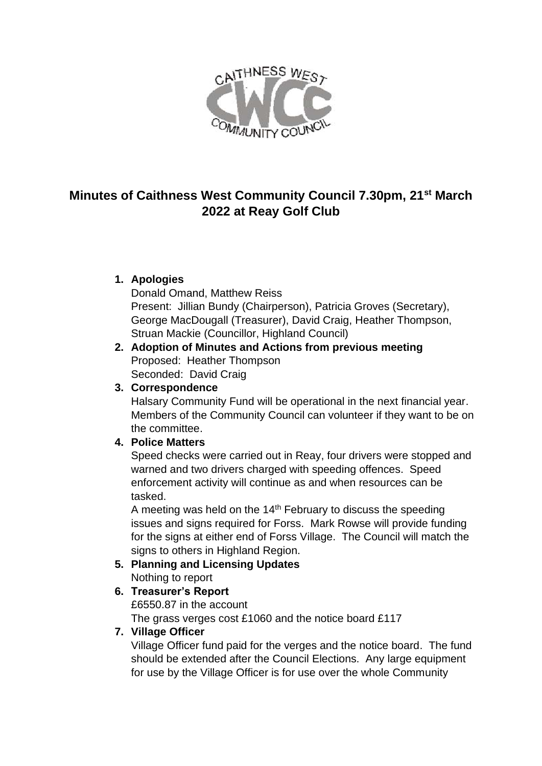# Minutes of Caithness West Community Council 7.30pm, 21st March 2022 at Reay Golf Club

1. **Apologies**
   Donald Omand, Matthew Reiss
   Present: Jillian Bundy (Chairperson), Patricia Groves (Secretary), George MacDougall (Treasurer), David Craig, Heather Thompson, Struan Mackie (Councillor, Highland Council)
2. **Adoption of Minutes and Actions from previous meeting**
   Proposed: Heather Thompson
   Seconded: David Craig
3. **Correspondence**
   Halsary Community Fund will be operational in the next financial year. Members of the Community Council can volunteer if they want to be on the committee.
4. **Police Matters**
   Speed checks were carried out in Reay, four drivers were stopped and warned and two drivers charged with speeding offences. Speed enforcement activity will continue as and when resources can be tasked.
   A meeting was held on the 14th February to discuss the speeding issues and signs required for Forss. Mark Rowse will provide funding for the signs at either end of Forss Village. The Council will match the signs to others in Highland Region.
5. **Planning and Licensing Updates**
   Nothing to report
6. **Treasurer's Report**
   £6550.87 in the account
   The grass verges cost £1060 and the notice board £117
7. **Village Officer**
   Village Officer fund paid for the verges and the notice board. The fund should be extended after the Council Elections. Any large equipment for use by the Village Officer is for use over the whole Community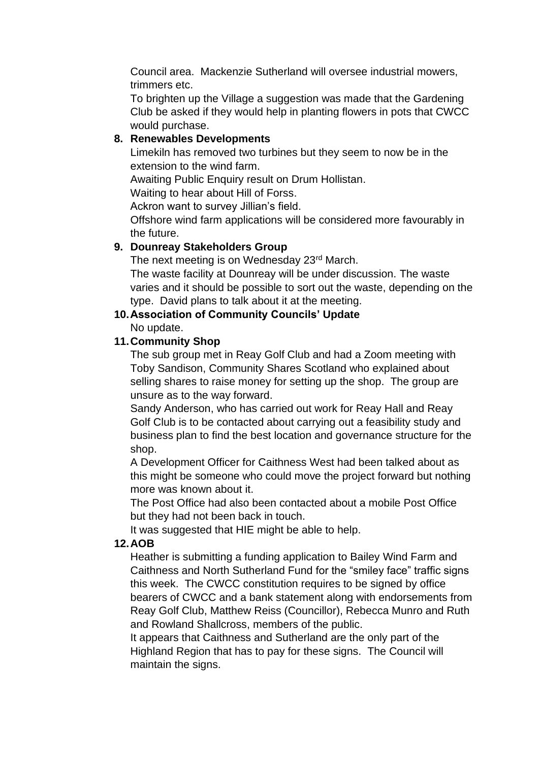Council area. Mackenzie Sutherland will oversee industrial mowers, trimmers etc.
To brighten up the Village a suggestion was made that the Gardening Club be asked if they would help in planting flowers in pots that CWCC would purchase.

8. **Renewables Developments**
   Limekiln has removed two turbines but they seem to now be in the extension to the wind farm.
   Awaiting Public Enquiry result on Drum Hollistan.
   Waiting to hear about Hill of Forss.
   Ackron want to survey Jillian's field.
   Offshore wind farm applications will be considered more favourably in the future.

9. **Dounreay Stakeholders Group**
   The next meeting is on Wednesday 23rd March.
   The waste facility at Dounreay will be under discussion. The waste varies and it should be possible to sort out the waste, depending on the type. David plans to talk about it at the meeting.

10. **Association of Community Councils' Update**
    No update.

11. **Community Shop**
    The sub group met in Reay Golf Club and had a Zoom meeting with Toby Sandison, Community Shares Scotland who explained about selling shares to raise money for setting up the shop. The group are unsure as to the way forward.
    Sandy Anderson, who has carried out work for Reay Hall and Reay Golf Club is to be contacted about carrying out a feasibility study and business plan to find the best location and governance structure for the shop.
    A Development Officer for Caithness West had been talked about as this might be someone who could move the project forward but nothing more was known about it.
    The Post Office had also been contacted about a mobile Post Office but they had not been back in touch.
    It was suggested that HIE might be able to help.

12. **AOB**
    Heather is submitting a funding application to Bailey Wind Farm and Caithness and North Sutherland Fund for the "smiley face" traffic signs this week. The CWCC constitution requires to be signed by office bearers of CWCC and a bank statement along with endorsements from Reay Golf Club, Matthew Reiss (Councillor), Rebecca Munro and Ruth and Rowland Shallcross, members of the public.
    It appears that Caithness and Sutherland are the only part of the Highland Region that has to pay for these signs. The Council will maintain the signs.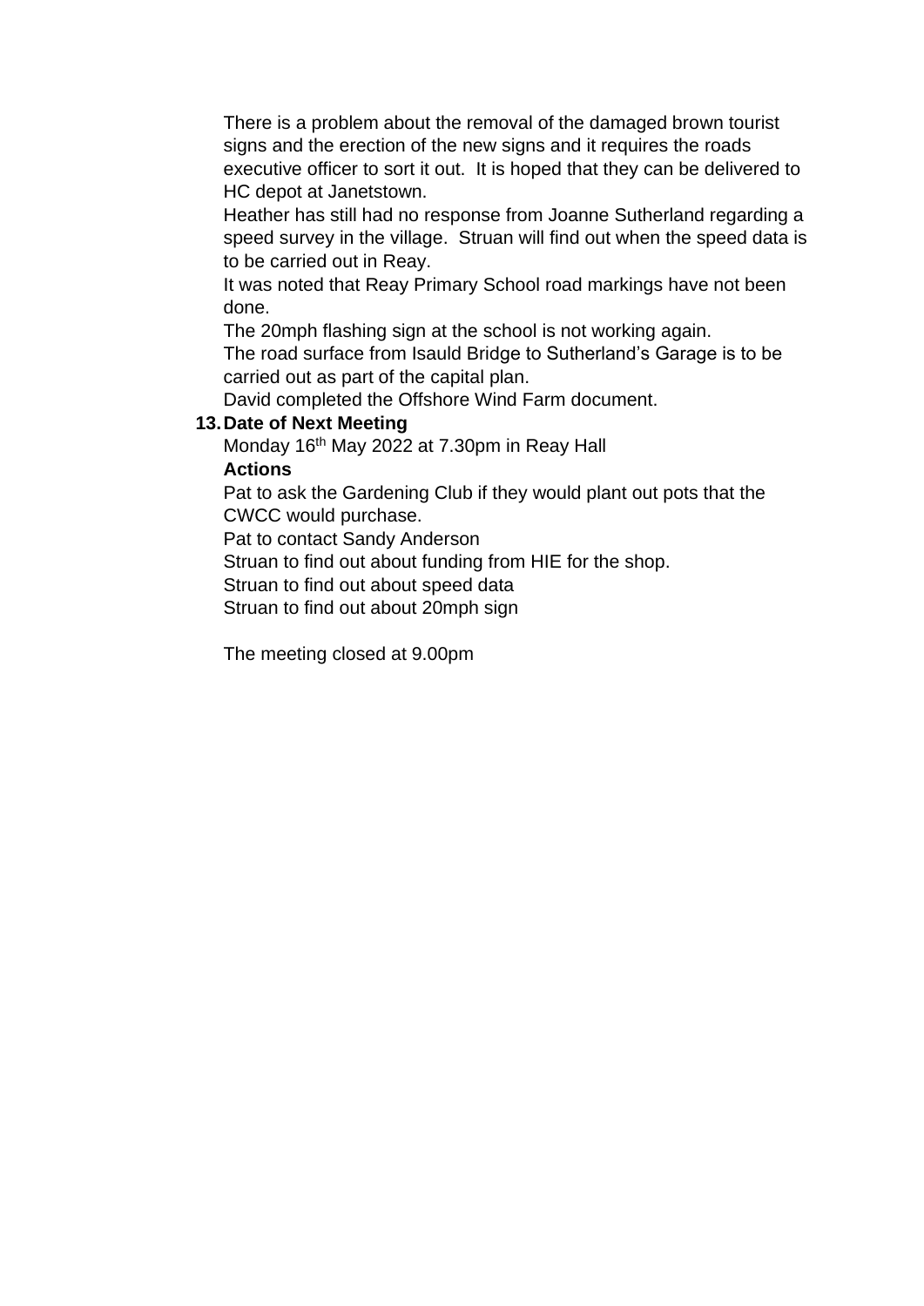There is a problem about the removal of the damaged brown tourist signs and the erection of the new signs and it requires the roads executive officer to sort it out. It is hoped that they can be delivered to HC depot at Janetstown.

Heather has still had no response from Joanne Sutherland regarding a speed survey in the village. Struan will find out when the speed data is to be carried out in Reay.

It was noted that Reay Primary School road markings have not been done.

The 20mph flashing sign at the school is not working again.

The road surface from Isauld Bridge to Sutherland's Garage is to be carried out as part of the capital plan.

David completed the Offshore Wind Farm document.

**13. Date of Next Meeting**

Monday 16th May 2022 at 7.30pm in Reay Hall

**Actions**

Pat to ask the Gardening Club if they would plant out pots that the CWCC would purchase.

Pat to contact Sandy Anderson

Struan to find out about funding from HIE for the shop.

Struan to find out about speed data

Struan to find out about 20mph sign

The meeting closed at 9.00pm